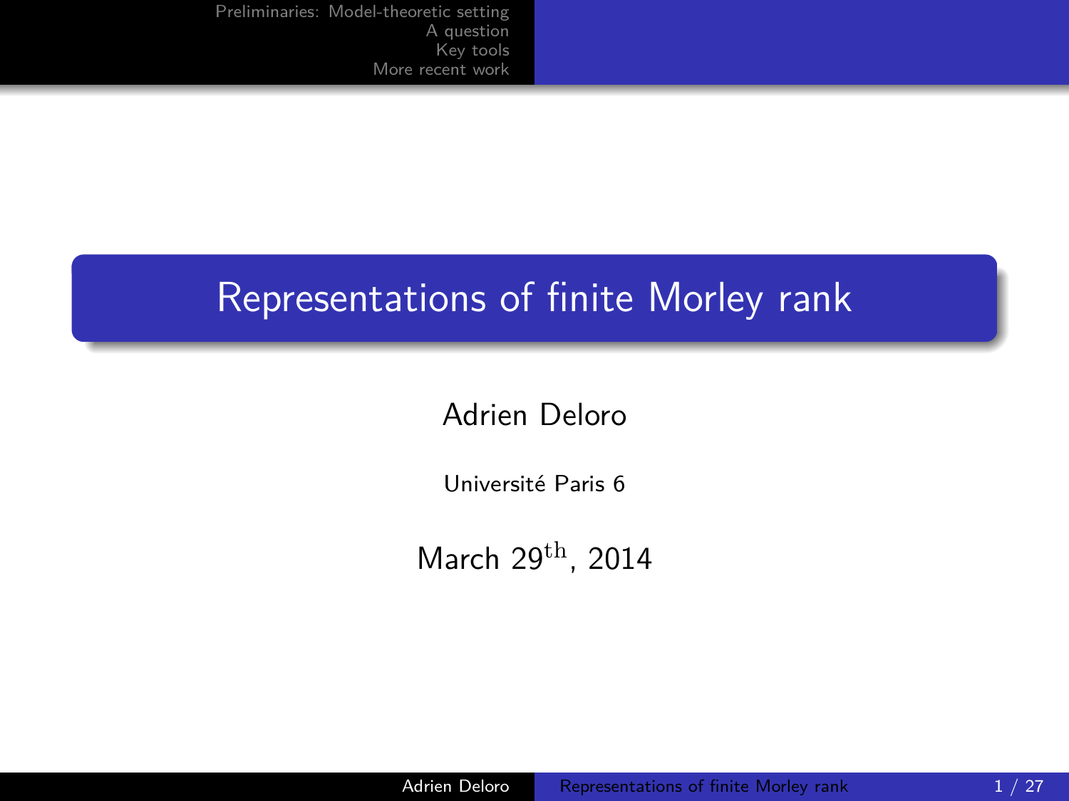# Representations of finite Morley rank

Adrien Deloro

Université Paris 6

March 29$^{\mathrm{th}}$, 2014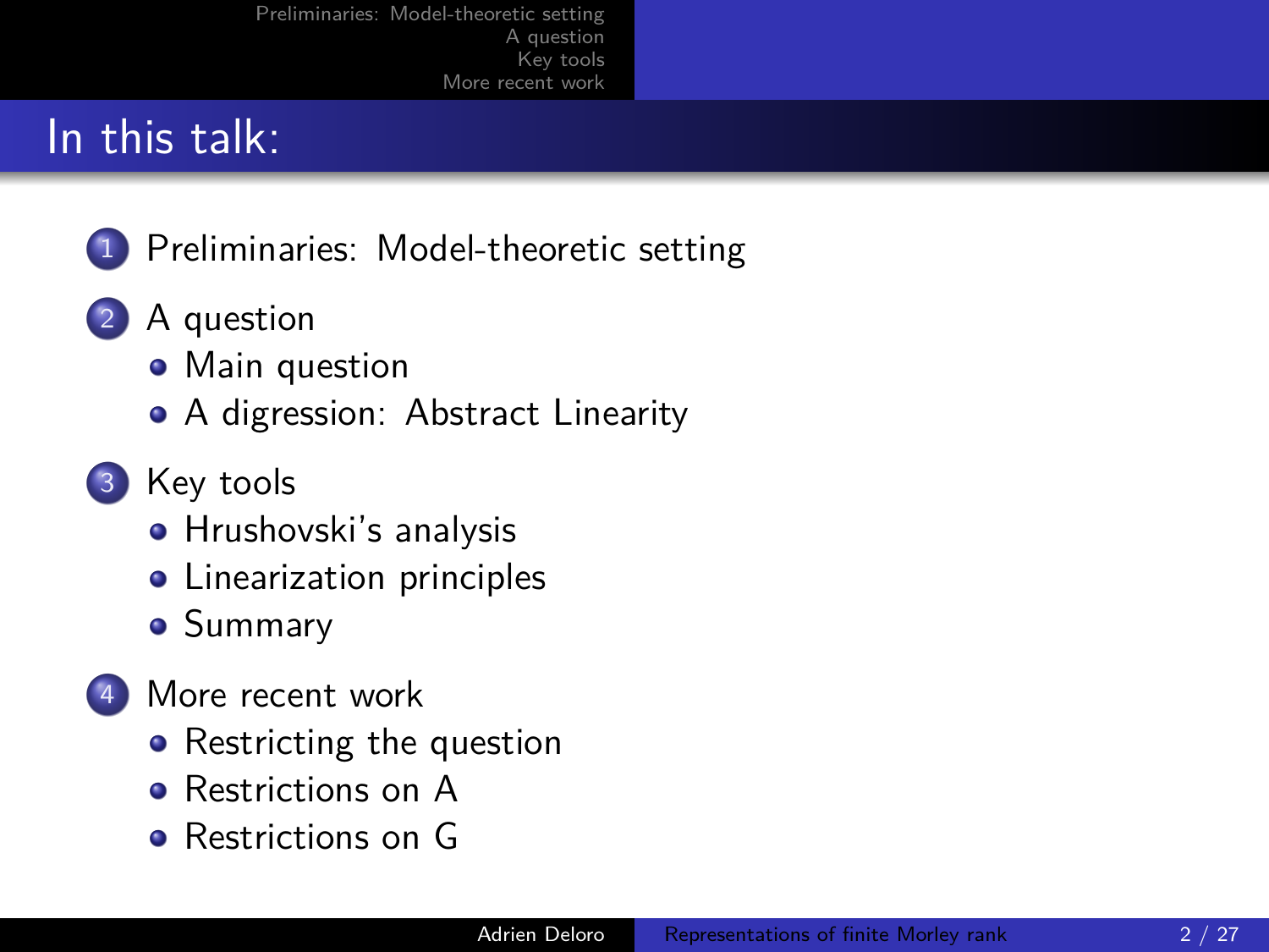# In this talk:

1. Preliminaries: Model-theoretic setting
2. A question
   - Main question
   - A digression: Abstract Linearity
3. Key tools
   - Hrushovski's analysis
   - Linearization principles
   - Summary
4. More recent work
   - Restricting the question
   - Restrictions on A
   - Restrictions on G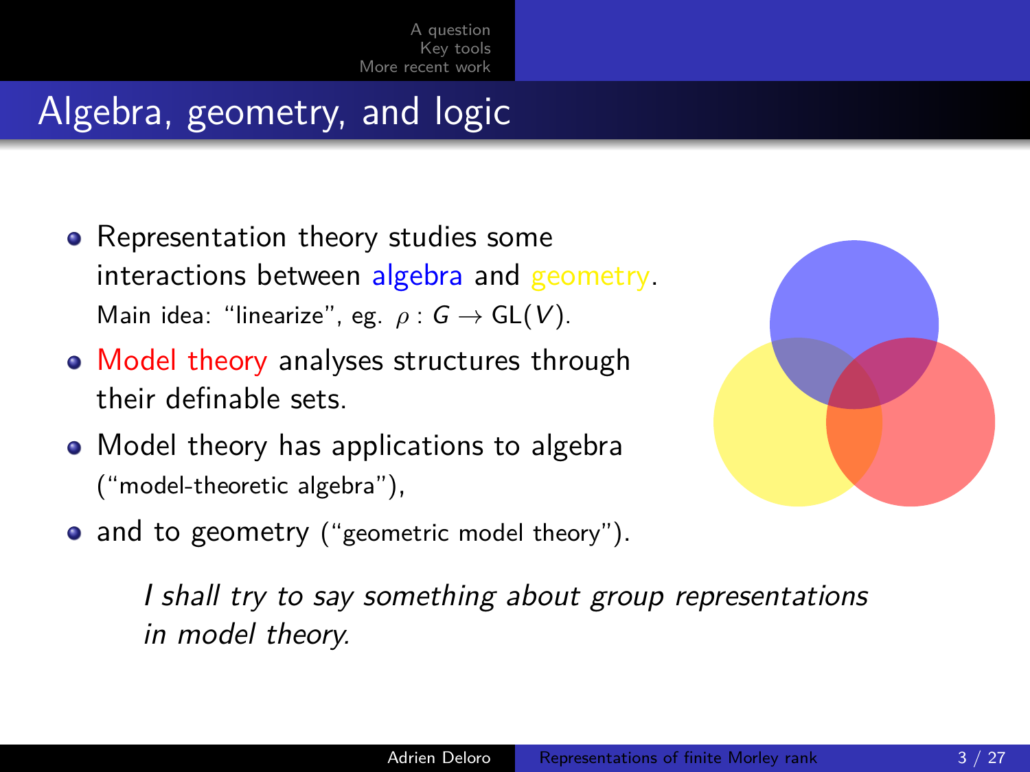## Algebra, geometry, and logic

- Representation theory studies some interactions between algebra and geometry.
  Main idea: "linearize", eg. $\rho : G \to \mathrm{GL}(V)$.
- Model theory analyses structures through their definable sets.
- Model theory has applications to algebra ("model-theoretic algebra"),
- and to geometry ("geometric model theory").

*I shall try to say something about group representations in model theory.*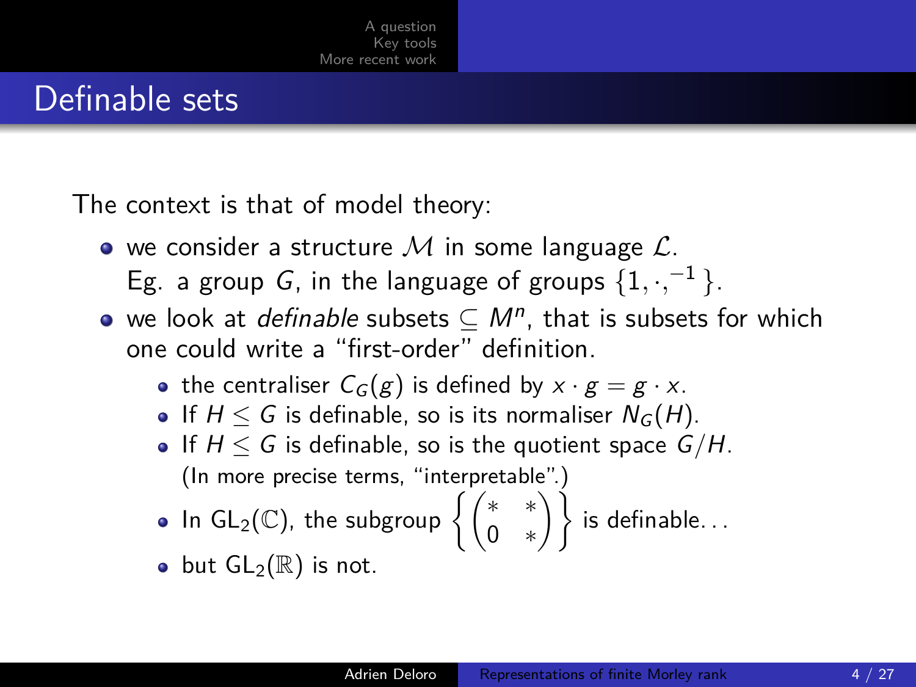# Definable sets

The context is that of model theory:

- we consider a structure $\mathcal{M}$ in some language $\mathcal{L}$.
  Eg. a group $G$, in the language of groups $\{1, \cdot, ^{-1}\}$.
- we look at *definable* subsets $\subseteq M^n$, that is subsets for which one could write a "first-order" definition.
  - the centraliser $C_G(g)$ is defined by $x \cdot g = g \cdot x$.
  - If $H \leq G$ is definable, so is its normaliser $N_G(H)$.
  - If $H \leq G$ is definable, so is the quotient space $G/H$.
    (In more precise terms, "interpretable".)
  - In $\mathrm{GL}_2(\mathbb{C})$, the subgroup $\left\{ \begin{pmatrix} * & * \\ 0 & * \end{pmatrix} \right\}$ is definable...
  - but $\mathrm{GL}_2(\mathbb{R})$ is not.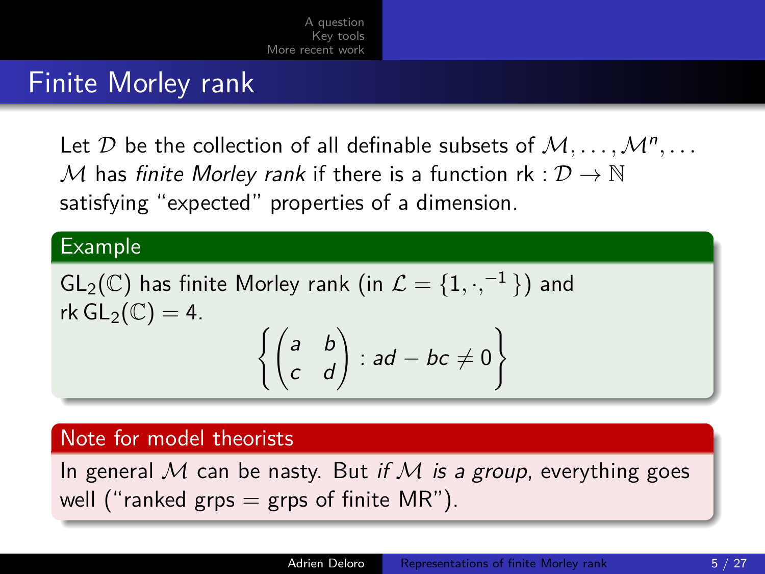# Finite Morley rank

Let $\mathcal{D}$ be the collection of all definable subsets of $\mathcal{M}, \ldots, \mathcal{M}^n, \ldots$
$\mathcal{M}$ has *finite Morley rank* if there is a function $\mathrm{rk} : \mathcal{D} \to \mathbb{N}$ satisfying "expected" properties of a dimension.

**Example**

$\mathrm{GL}_2(\mathbb{C})$ has finite Morley rank (in $\mathcal{L} = \{1, \cdot, ^{-1}\}$) and $\mathrm{rk}\,\mathrm{GL}_2(\mathbb{C}) = 4$.

$$\left\{ \begin{pmatrix} a & b \\ c & d \end{pmatrix} : ad - bc \neq 0 \right\}$$

**Note for model theorists**

In general $\mathcal{M}$ can be nasty. But *if $\mathcal{M}$ is a group*, everything goes well ("ranked grps = grps of finite MR").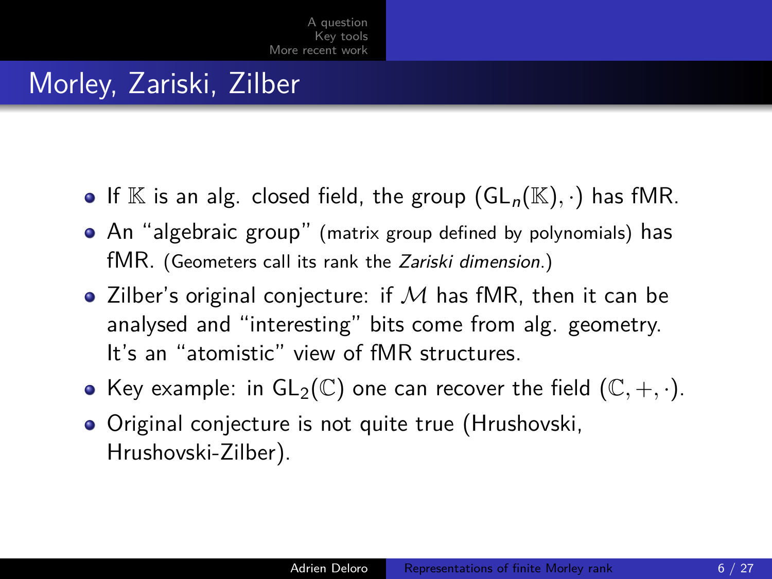# Morley, Zariski, Zilber

- If $\mathbb{K}$ is an alg. closed field, the group $(\mathrm{GL}_n(\mathbb{K}), \cdot)$ has fMR.
- An "algebraic group" (matrix group defined by polynomials) has fMR. (Geometers call its rank the *Zariski dimension*.)
- Zilber's original conjecture: if $\mathcal{M}$ has fMR, then it can be analysed and "interesting" bits come from alg. geometry. It's an "atomistic" view of fMR structures.
- Key example: in $\mathrm{GL}_2(\mathbb{C})$ one can recover the field $(\mathbb{C}, +, \cdot)$.
- Original conjecture is not quite true (Hrushovski, Hrushovski-Zilber).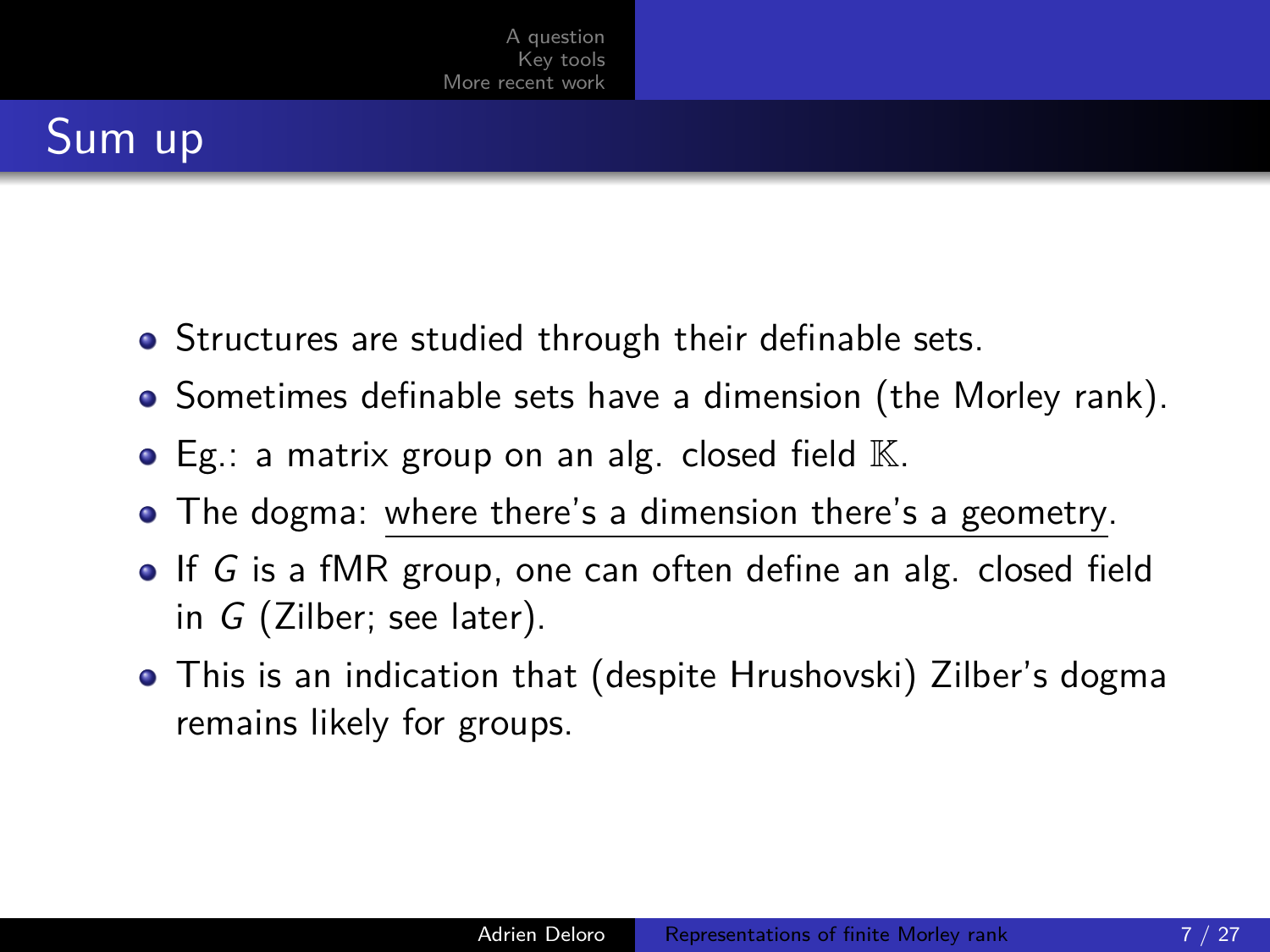## Sum up

- Structures are studied through their definable sets.
- Sometimes definable sets have a dimension (the Morley rank).
- Eg.: a matrix group on an alg. closed field $\mathbb{K}$.
- The dogma: where there's a dimension there's a geometry.
- If $G$ is a fMR group, one can often define an alg. closed field in $G$ (Zilber; see later).
- This is an indication that (despite Hrushovski) Zilber's dogma remains likely for groups.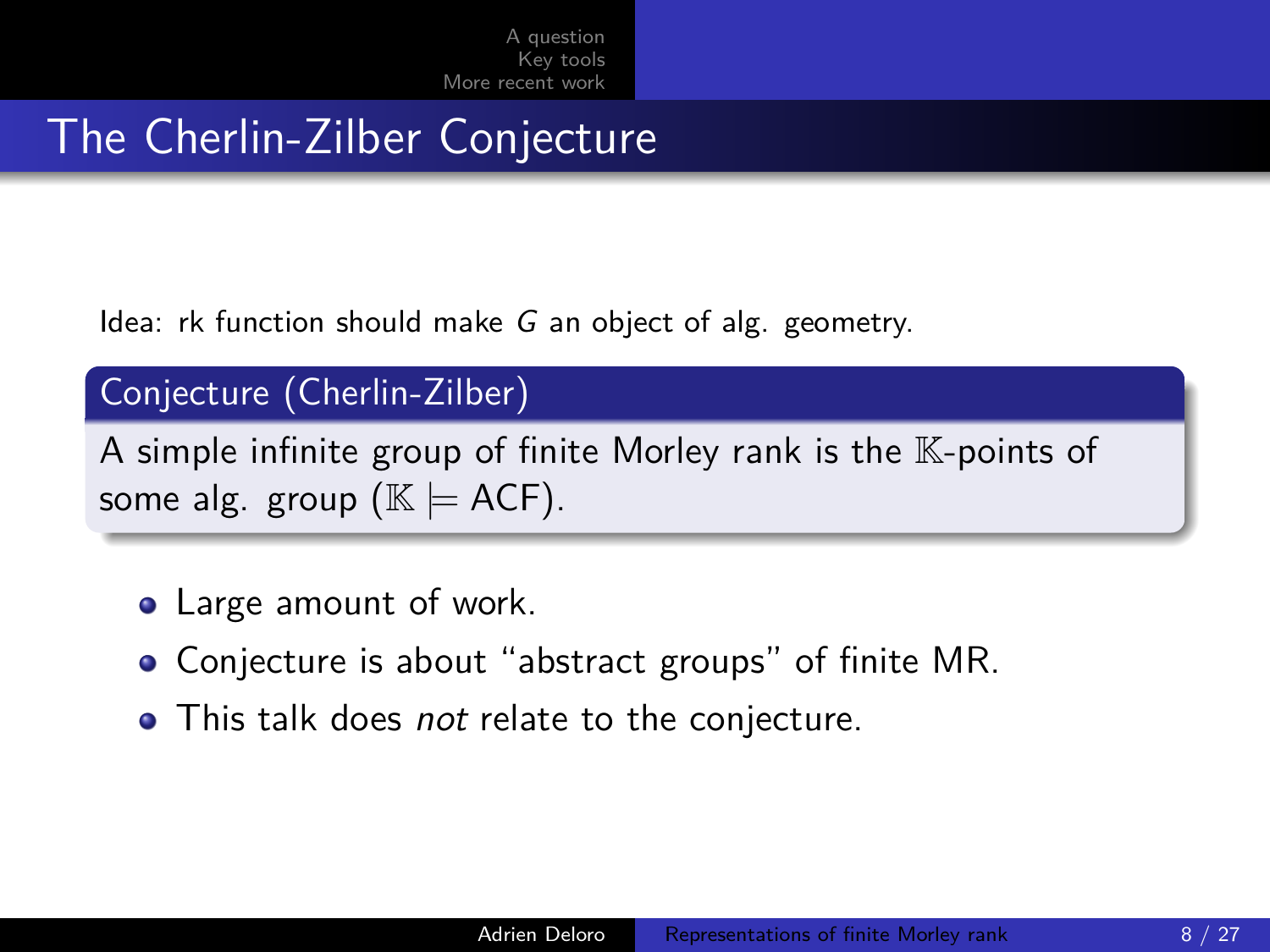# The Cherlin-Zilber Conjecture

Idea: rk function should make $G$ an object of alg. geometry.

**Conjecture (Cherlin-Zilber)**

A simple infinite group of finite Morley rank is the $\mathbb{K}$-points of some alg. group ($\mathbb{K} \models$ ACF).

- Large amount of work.
- Conjecture is about "abstract groups" of finite MR.
- This talk does *not* relate to the conjecture.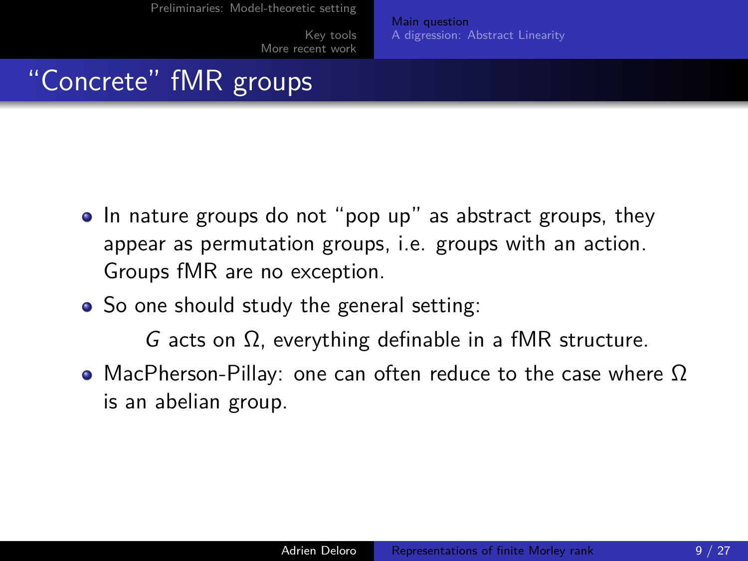# "Concrete" fMR groups

- In nature groups do not "pop up" as abstract groups, they appear as permutation groups, i.e. groups with an action. Groups fMR are no exception.
- So one should study the general setting:

  $G$ acts on $\Omega$, everything definable in a fMR structure.

- MacPherson-Pillay: one can often reduce to the case where $\Omega$ is an abelian group.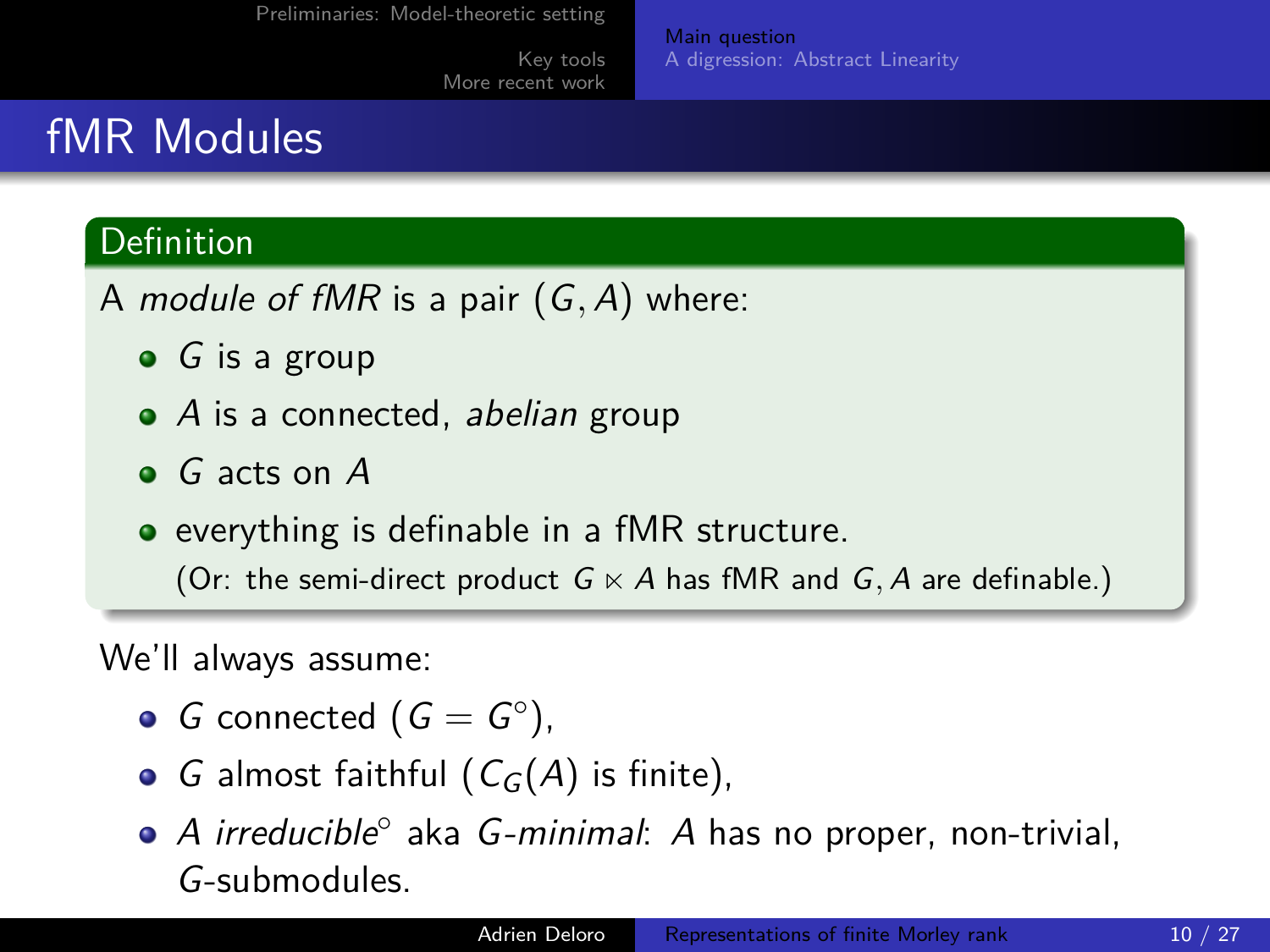# fMR Modules

**Definition**

A *module of fMR* is a pair $(G, A)$ where:

- $G$ is a group
- $A$ is a connected, *abelian* group
- $G$ acts on $A$
- everything is definable in a fMR structure.
  (Or: the semi-direct product $G \ltimes A$ has fMR and $G, A$ are definable.)

We'll always assume:

- $G$ connected ($G = G^\circ$),
- $G$ almost faithful ($C_G(A)$ is finite),
- $A$ *irreducible*$^\circ$ aka $G$*-minimal*: $A$ has no proper, non-trivial, $G$-submodules.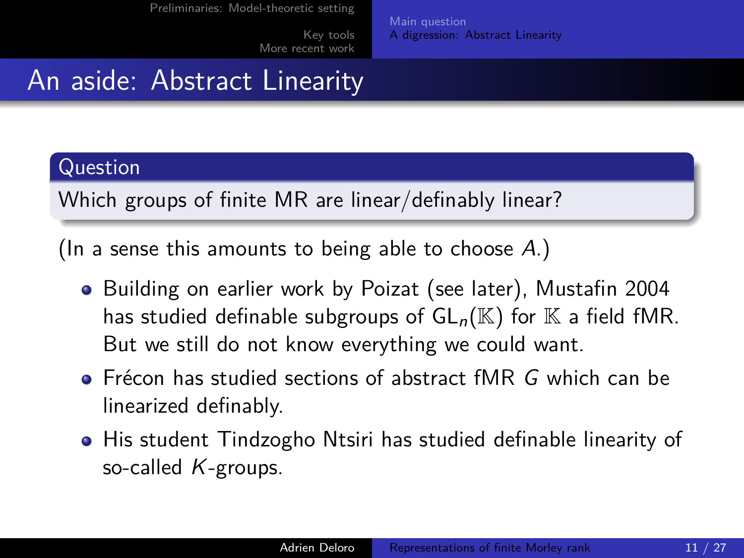# An aside: Abstract Linearity

**Question**

Which groups of finite MR are linear/definably linear?

(In a sense this amounts to being able to choose $A$.)

- Building on earlier work by Poizat (see later), Mustafin 2004 has studied definable subgroups of $\mathrm{GL}_n(\mathbb{K})$ for $\mathbb{K}$ a field fMR. But we still do not know everything we could want.
- Frécon has studied sections of abstract fMR $G$ which can be linearized definably.
- His student Tindzogho Ntsiri has studied definable linearity of so-called $K$-groups.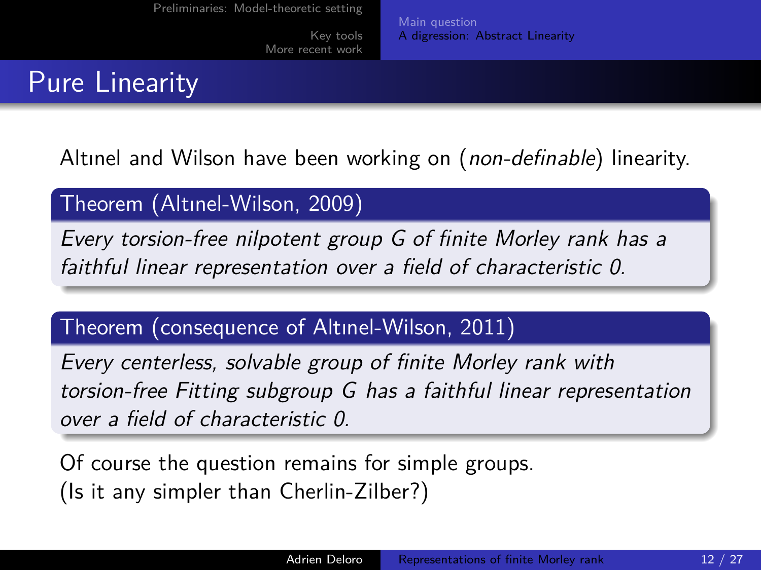# Pure Linearity

Altınel and Wilson have been working on (*non-definable*) linearity.

**Theorem (Altınel-Wilson, 2009)**

*Every torsion-free nilpotent group $G$ of finite Morley rank has a faithful linear representation over a field of characteristic 0.*

**Theorem (consequence of Altınel-Wilson, 2011)**

*Every centerless, solvable group of finite Morley rank with torsion-free Fitting subgroup $G$ has a faithful linear representation over a field of characteristic 0.*

Of course the question remains for simple groups.
(Is it any simpler than Cherlin-Zilber?)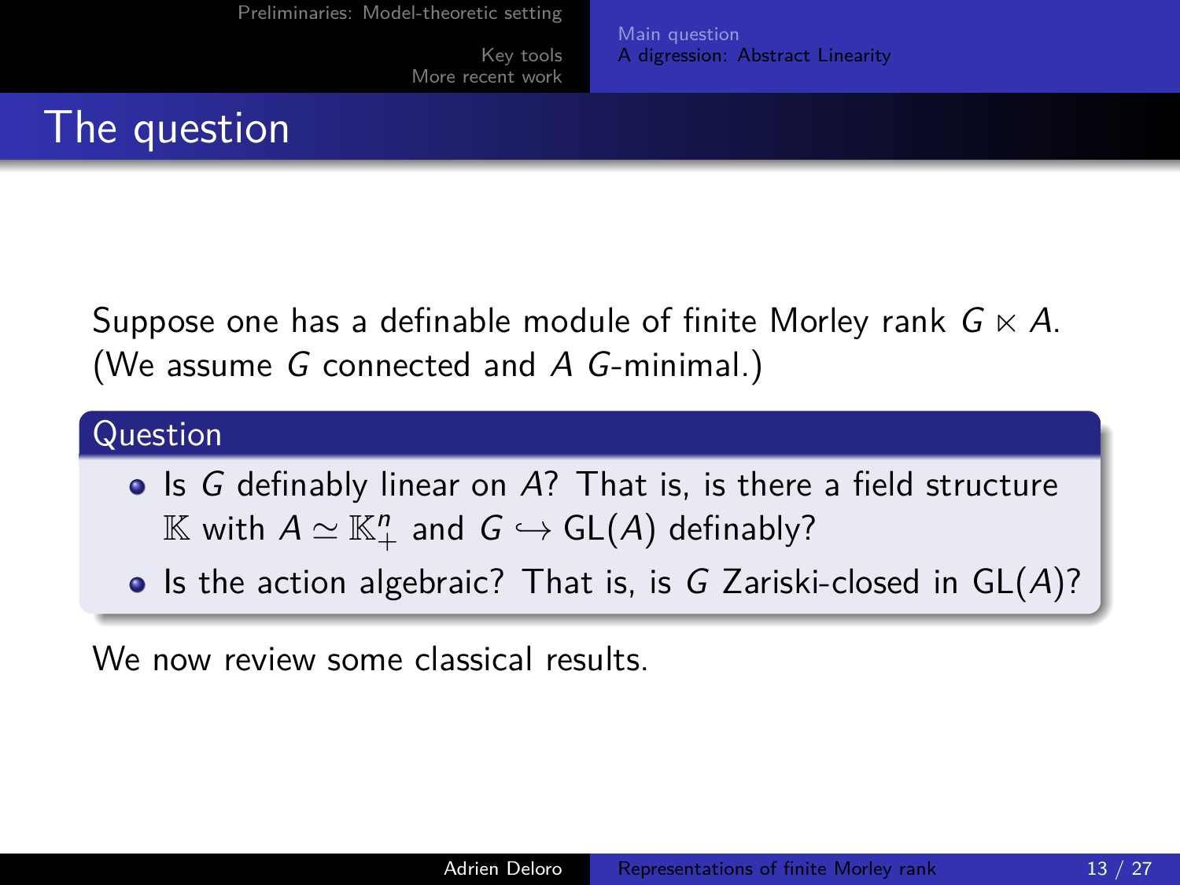# The question

Suppose one has a definable module of finite Morley rank $G \ltimes A$. (We assume $G$ connected and $A$ $G$-minimal.)

**Question**

- Is $G$ definably linear on $A$? That is, is there a field structure $\mathbb{K}$ with $A \simeq \mathbb{K}_+^n$ and $G \hookrightarrow \mathrm{GL}(A)$ definably?
- Is the action algebraic? That is, is $G$ Zariski-closed in $\mathrm{GL}(A)$?

We now review some classical results.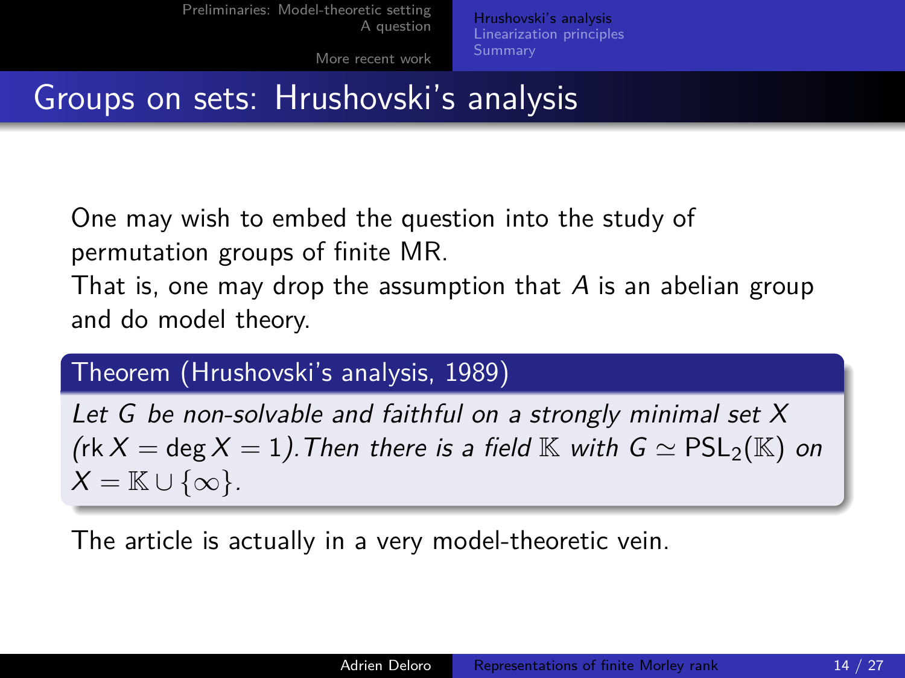# Groups on sets: Hrushovski's analysis

One may wish to embed the question into the study of permutation groups of finite MR.
That is, one may drop the assumption that $A$ is an abelian group and do model theory.

**Theorem (Hrushovski's analysis, 1989)**

*Let $G$ be non-solvable and faithful on a strongly minimal set $X$ ($\operatorname{rk} X = \deg X = 1$). Then there is a field $\mathbb{K}$ with $G \simeq \mathrm{PSL}_2(\mathbb{K})$ on $X = \mathbb{K} \cup \{\infty\}$.*

The article is actually in a very model-theoretic vein.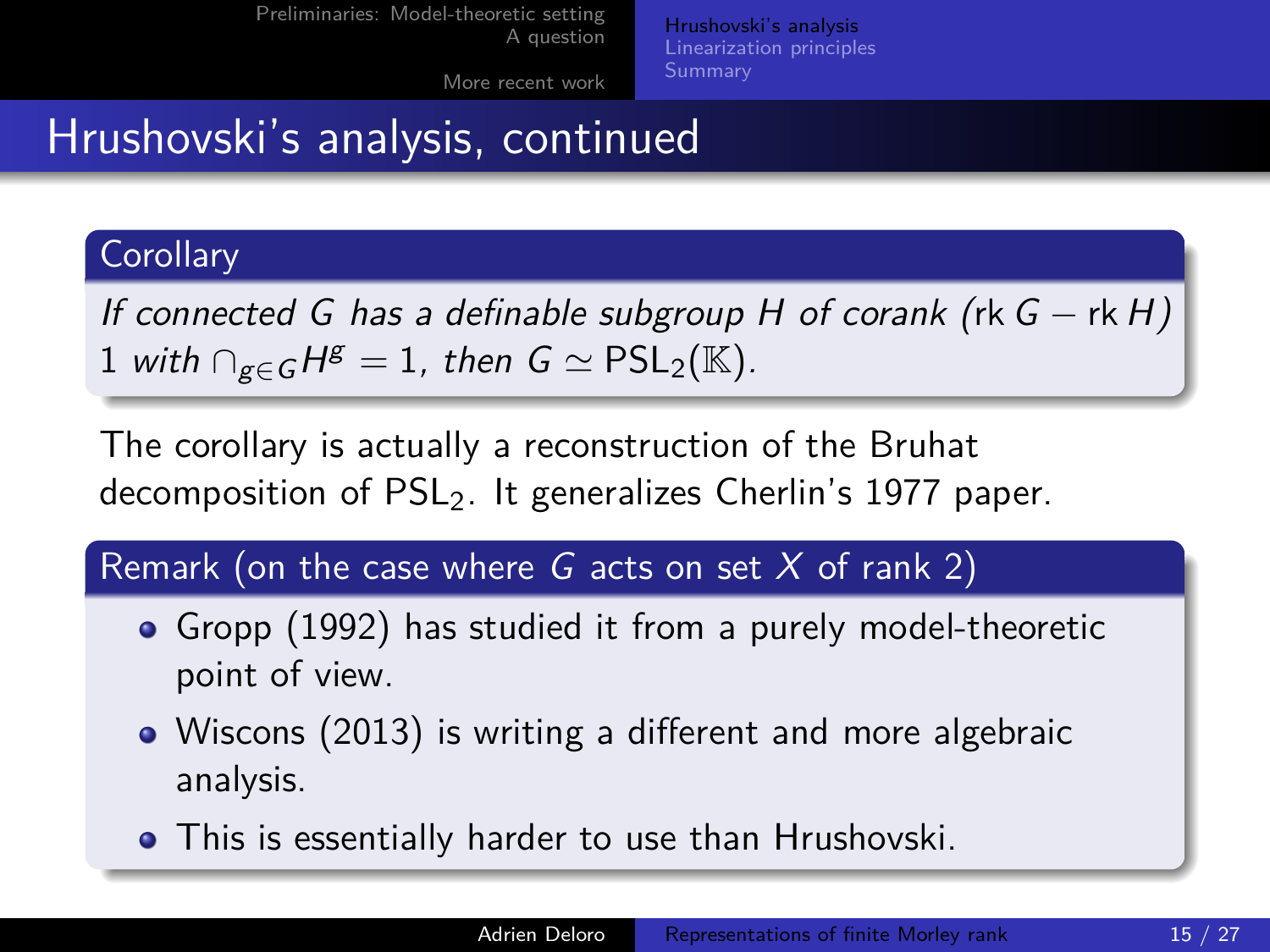# Hrushovski's analysis, continued

**Corollary**

*If connected $G$ has a definable subgroup $H$ of corank ($\text{rk}\, G - \text{rk}\, H$) 1 with $\cap_{g \in G} H^g = 1$, then $G \simeq \text{PSL}_2(\mathbb{K})$.*

The corollary is actually a reconstruction of the Bruhat decomposition of $\text{PSL}_2$. It generalizes Cherlin's 1977 paper.

**Remark (on the case where $G$ acts on set $X$ of rank 2)**

- Gropp (1992) has studied it from a purely model-theoretic point of view.
- Wiscons (2013) is writing a different and more algebraic analysis.
- This is essentially harder to use than Hrushovski.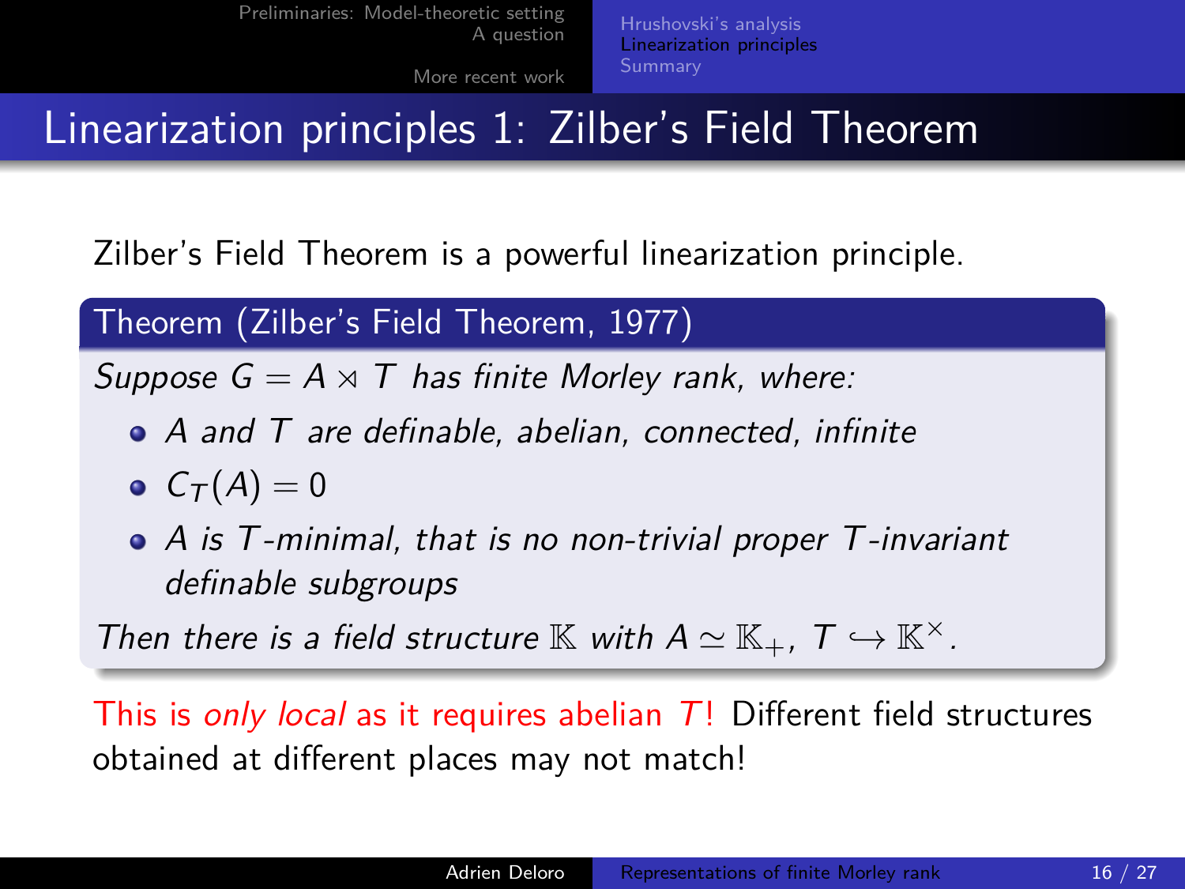# Linearization principles 1: Zilber's Field Theorem

Zilber's Field Theorem is a powerful linearization principle.

**Theorem (Zilber's Field Theorem, 1977)**

*Suppose $G = A \rtimes T$ has finite Morley rank, where:*

- *$A$ and $T$ are definable, abelian, connected, infinite*
- *$C_T(A) = 0$*
- *$A$ is $T$-minimal, that is no non-trivial proper $T$-invariant definable subgroups*

*Then there is a field structure $\mathbb{K}$ with $A \simeq \mathbb{K}_+$, $T \hookrightarrow \mathbb{K}^\times$.*

This is *only local* as it requires abelian $T$! Different field structures obtained at different places may not match!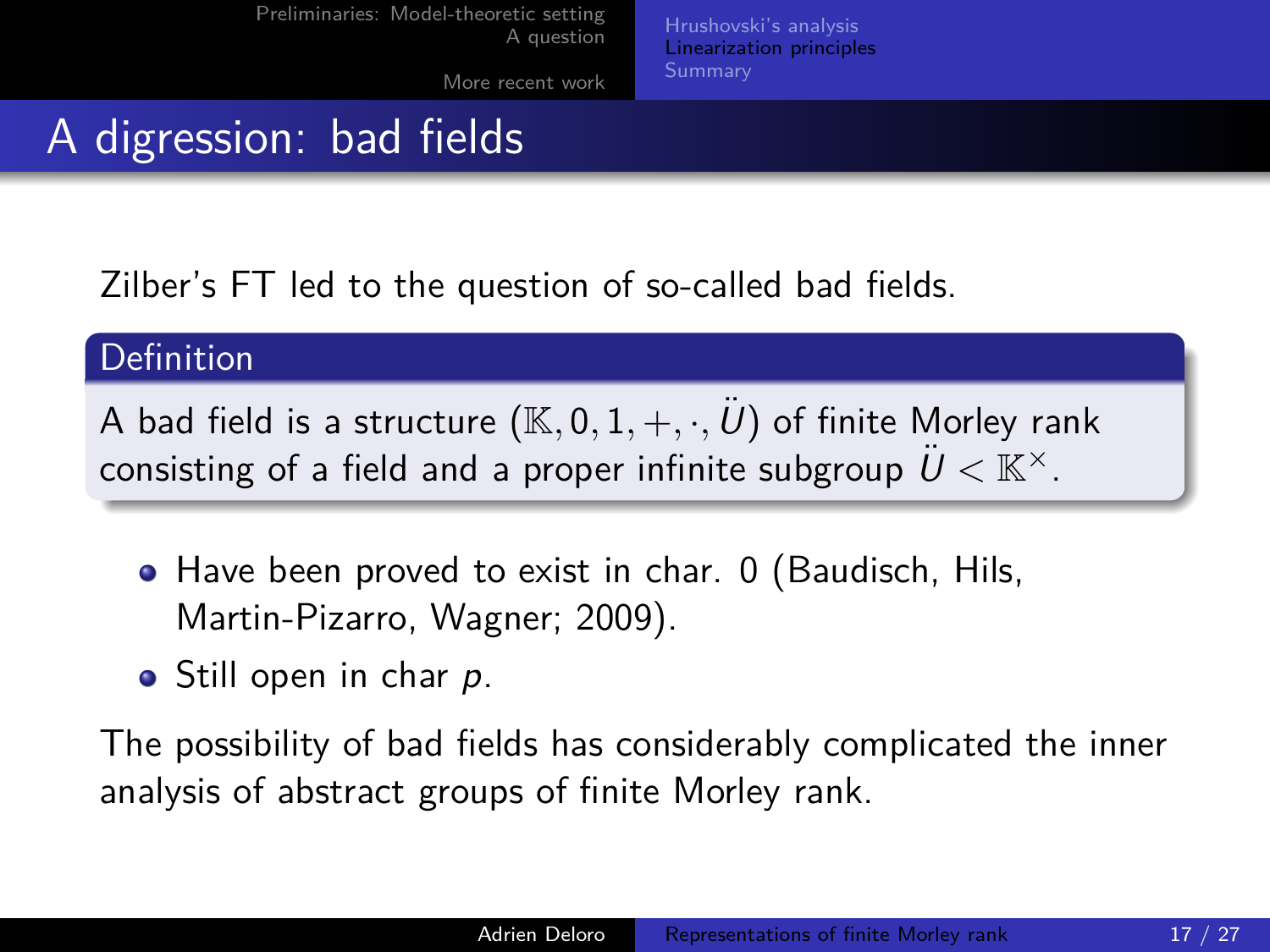# A digression: bad fields

Zilber's FT led to the question of so-called bad fields.

**Definition**

A bad field is a structure $(\mathbb{K}, 0, 1, +, \cdot, \ddot{U})$ of finite Morley rank consisting of a field and a proper infinite subgroup $\ddot{U} < \mathbb{K}^\times$.

- Have been proved to exist in char. 0 (Baudisch, Hils, Martin-Pizarro, Wagner; 2009).
- Still open in char $p$.

The possibility of bad fields has considerably complicated the inner analysis of abstract groups of finite Morley rank.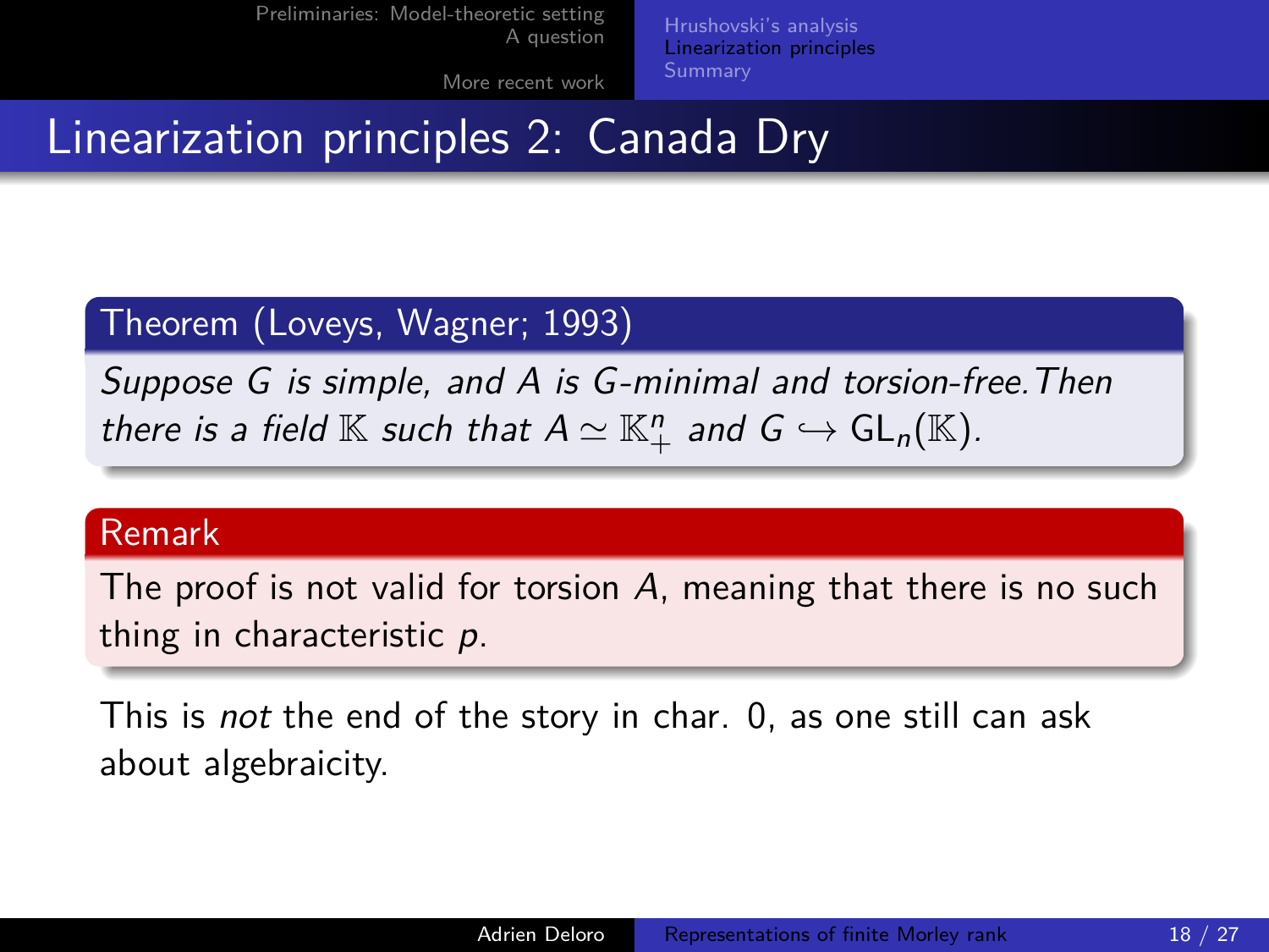# Linearization principles 2: Canada Dry

**Theorem (Loveys, Wagner; 1993)**

*Suppose $G$ is simple, and $A$ is $G$-minimal and torsion-free. Then there is a field $\mathbb{K}$ such that $A \simeq \mathbb{K}_+^n$ and $G \hookrightarrow \mathrm{GL}_n(\mathbb{K})$.*

**Remark**

The proof is not valid for torsion $A$, meaning that there is no such thing in characteristic $p$.

This is *not* the end of the story in char. 0, as one still can ask about algebraicity.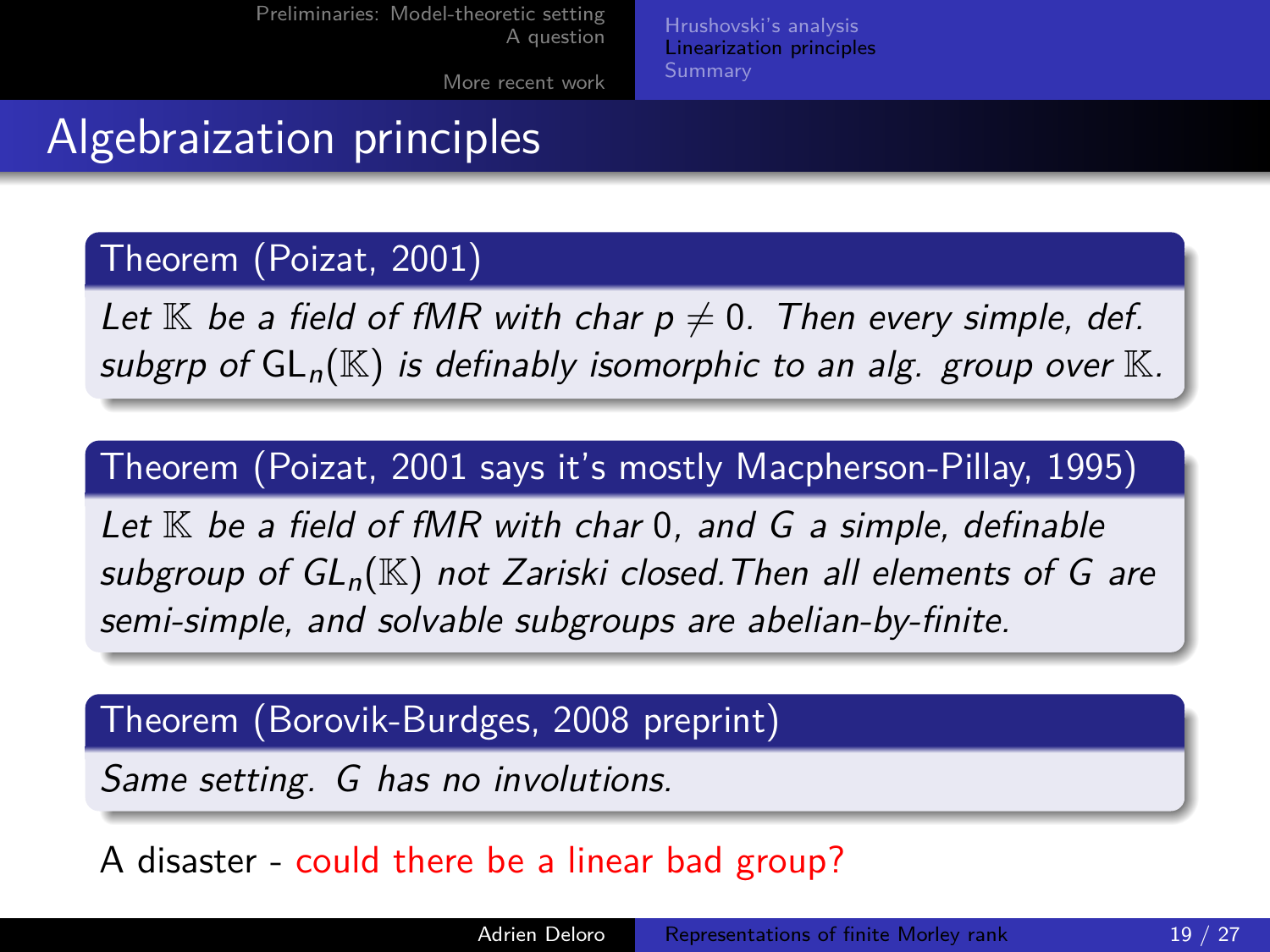# Algebraization principles

**Theorem (Poizat, 2001)**

*Let $\mathbb{K}$ be a field of fMR with char $p \neq 0$. Then every simple, def. subgrp of $\mathrm{GL}_n(\mathbb{K})$ is definably isomorphic to an alg. group over $\mathbb{K}$.*

**Theorem (Poizat, 2001 says it's mostly Macpherson-Pillay, 1995)**

*Let $\mathbb{K}$ be a field of fMR with char $0$, and $G$ a simple, definable subgroup of $GL_n(\mathbb{K})$ not Zariski closed. Then all elements of $G$ are semi-simple, and solvable subgroups are abelian-by-finite.*

**Theorem (Borovik-Burdges, 2008 preprint)**

*Same setting. $G$ has no involutions.*

A disaster - could there be a linear bad group?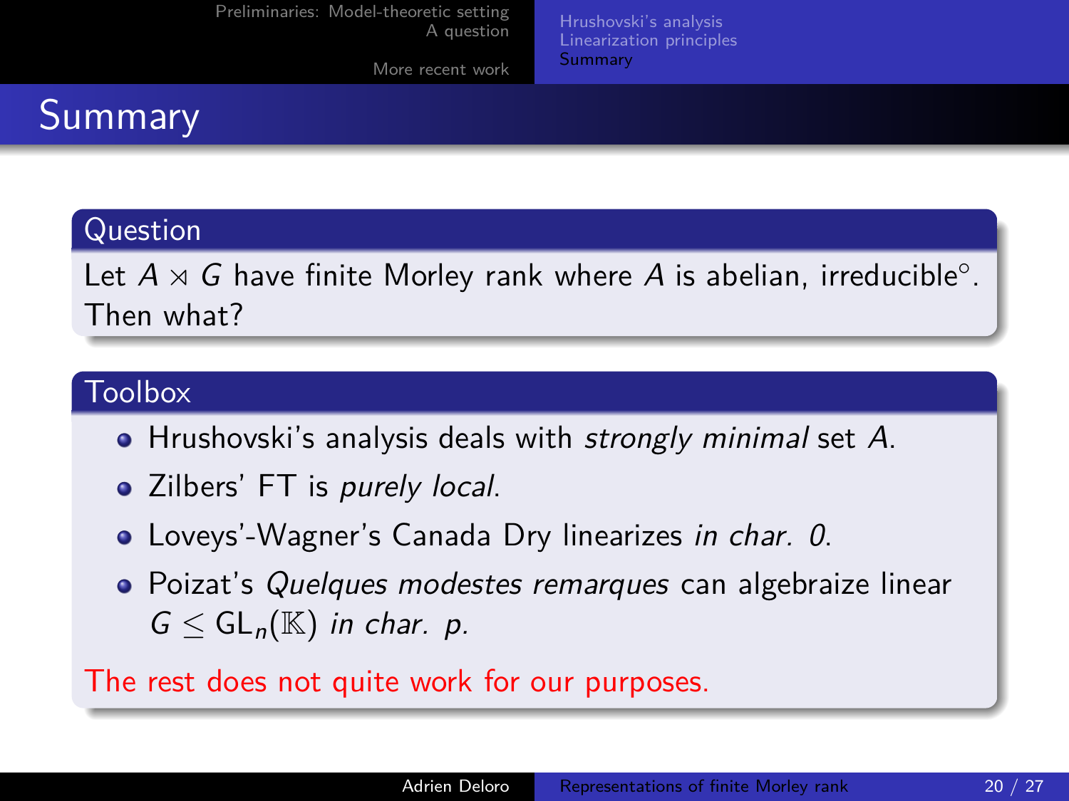# Summary

### Question

Let $A \rtimes G$ have finite Morley rank where $A$ is abelian, irreducible$^\circ$. Then what?

### Toolbox

- Hrushovski's analysis deals with *strongly minimal* set $A$.
- Zilbers' FT is *purely local*.
- Loveys'-Wagner's Canada Dry linearizes *in char. 0*.
- Poizat's *Quelques modestes remarques* can algebraize linear $G \leq \mathrm{GL}_n(\mathbb{K})$ *in char. p*.

The rest does not quite work for our purposes.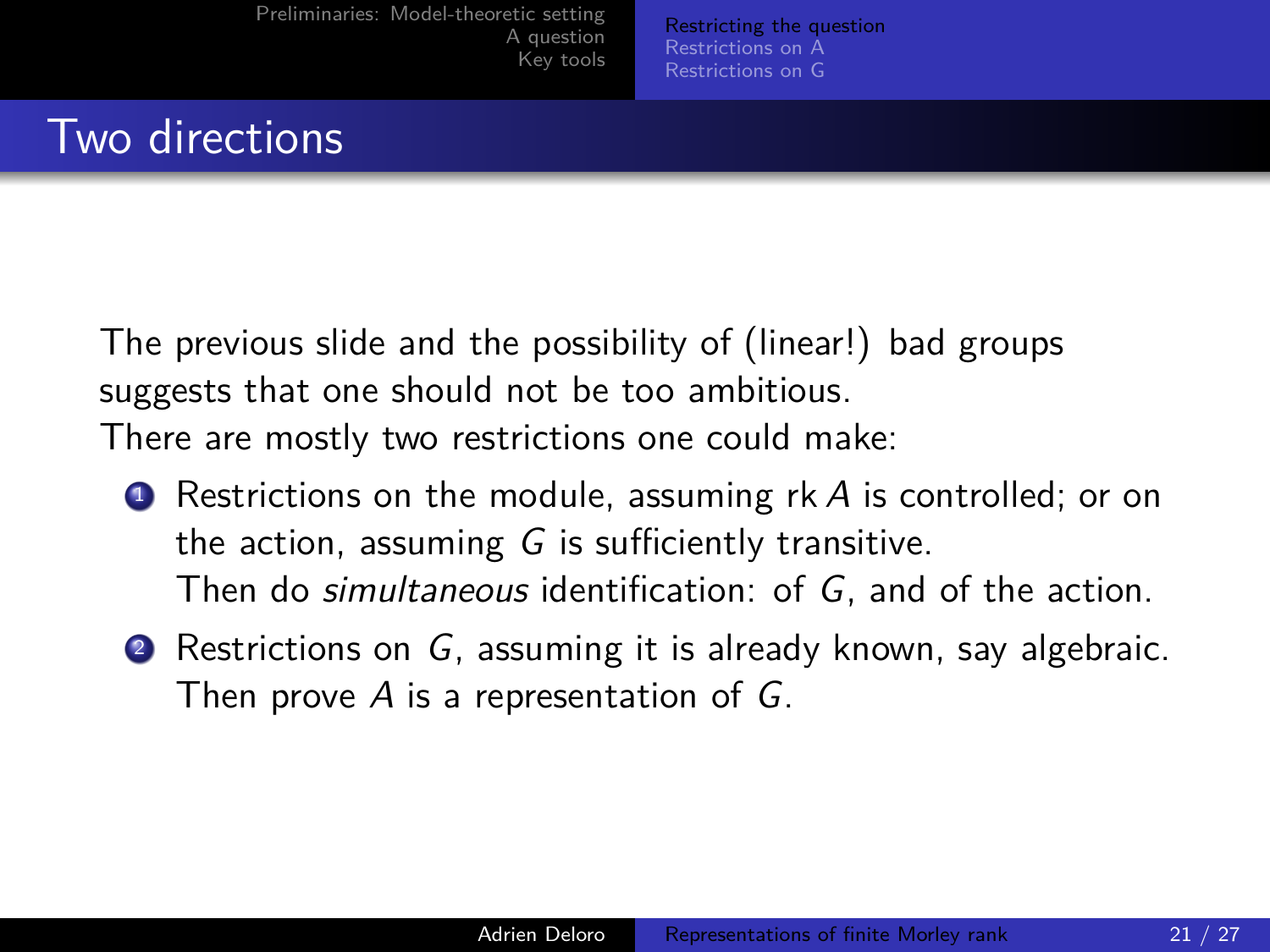## Two directions

The previous slide and the possibility of (linear!) bad groups suggests that one should not be too ambitious.
There are mostly two restrictions one could make:

1. Restrictions on the module, assuming $\operatorname{rk} A$ is controlled; or on the action, assuming $G$ is sufficiently transitive.
   Then do *simultaneous* identification: of $G$, and of the action.
2. Restrictions on $G$, assuming it is already known, say algebraic.
   Then prove $A$ is a representation of $G$.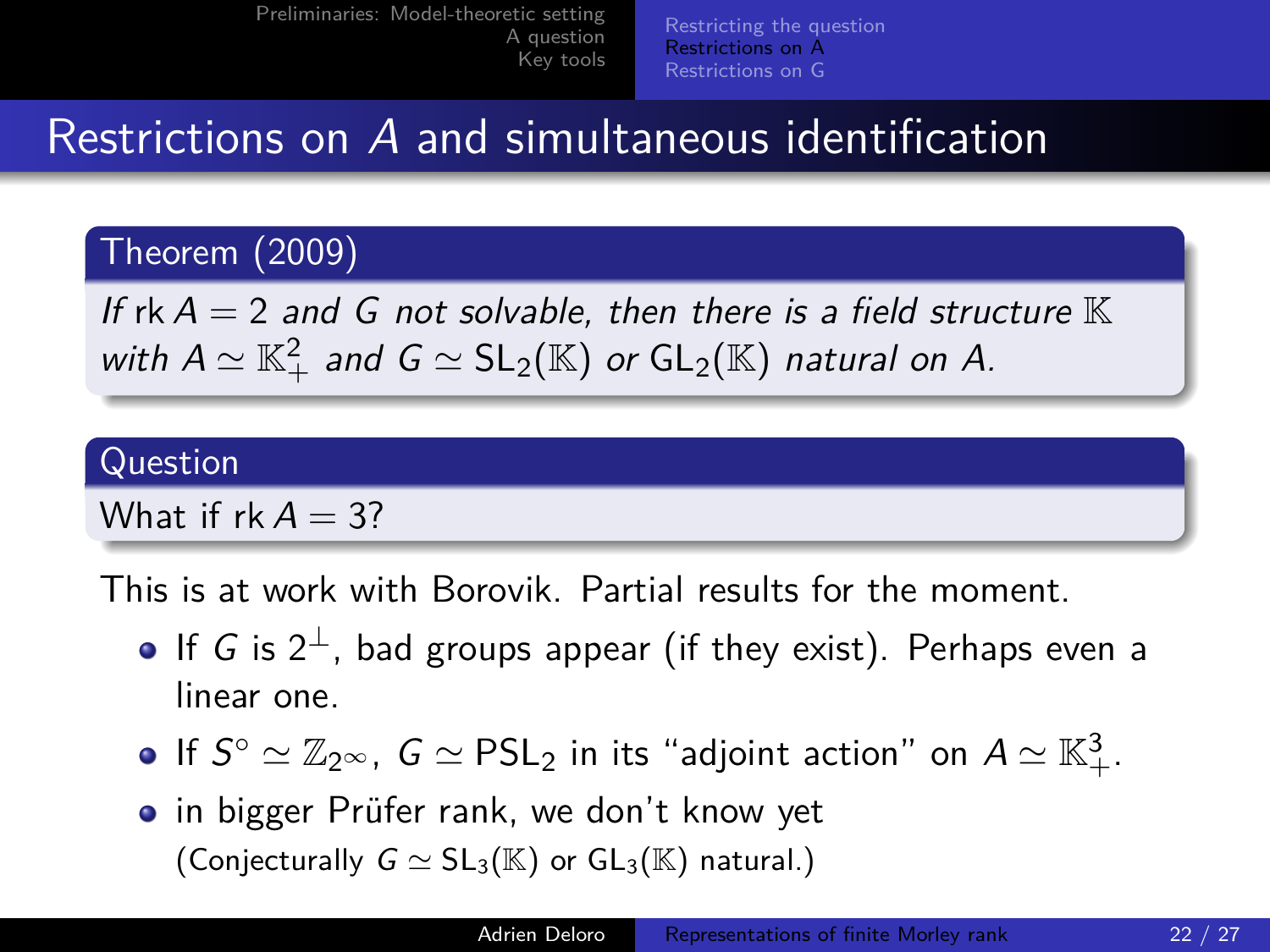## Restrictions on $A$ and simultaneous identification

**Theorem (2009)**

*If $\text{rk}\, A = 2$ and $G$ not solvable, then there is a field structure $\mathbb{K}$ with $A \simeq \mathbb{K}_+^2$ and $G \simeq \text{SL}_2(\mathbb{K})$ or $\text{GL}_2(\mathbb{K})$ natural on $A$.*

**Question**

What if $\text{rk}\, A = 3$?

This is at work with Borovik. Partial results for the moment.

- If $G$ is $2^\perp$, bad groups appear (if they exist). Perhaps even a linear one.
- If $S^\circ \simeq \mathbb{Z}_{2^\infty}$, $G \simeq \text{PSL}_2$ in its "adjoint action" on $A \simeq \mathbb{K}_+^3$.
- in bigger Prüfer rank, we don't know yet (Conjecturally $G \simeq \text{SL}_3(\mathbb{K})$ or $\text{GL}_3(\mathbb{K})$ natural.)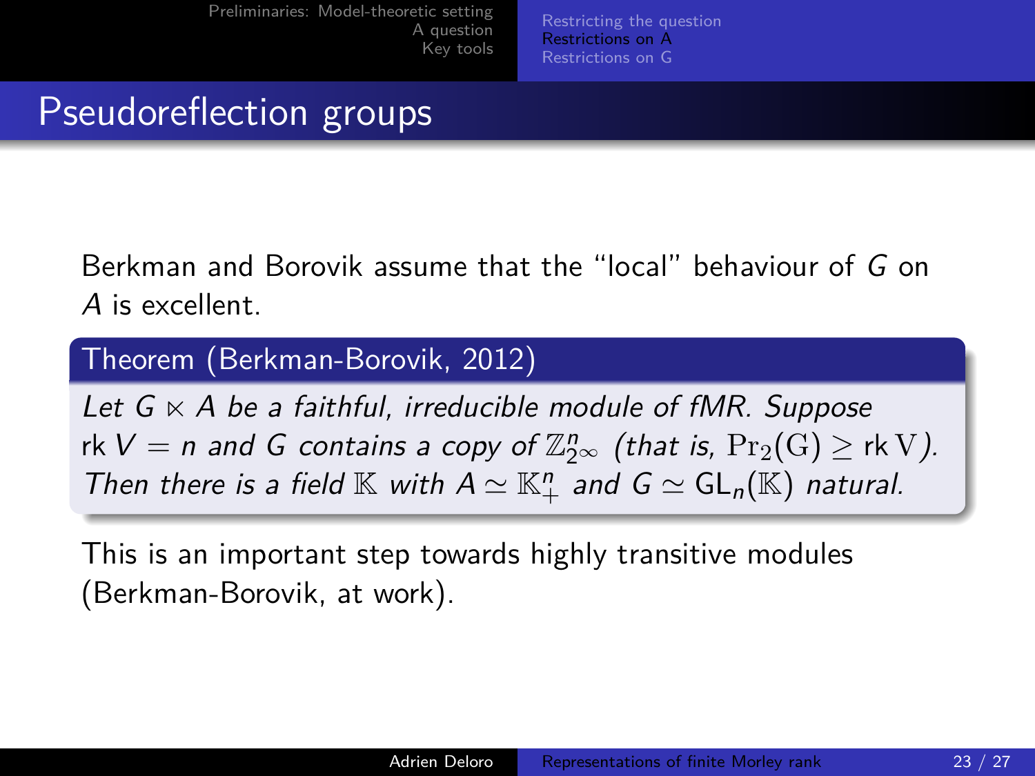# Pseudoreflection groups

Berkman and Borovik assume that the "local" behaviour of $G$ on $A$ is excellent.

**Theorem (Berkman-Borovik, 2012)**

*Let $G \ltimes A$ be a faithful, irreducible module of fMR. Suppose $\operatorname{rk} V = n$ and $G$ contains a copy of $\mathbb{Z}_{2^\infty}^n$ (that is, $\mathrm{Pr}_2(\mathrm{G}) \geq \operatorname{rk} \mathrm{V}$). Then there is a field $\mathbb{K}$ with $A \simeq \mathbb{K}_+^n$ and $G \simeq \mathrm{GL}_n(\mathbb{K})$ natural.*

This is an important step towards highly transitive modules (Berkman-Borovik, at work).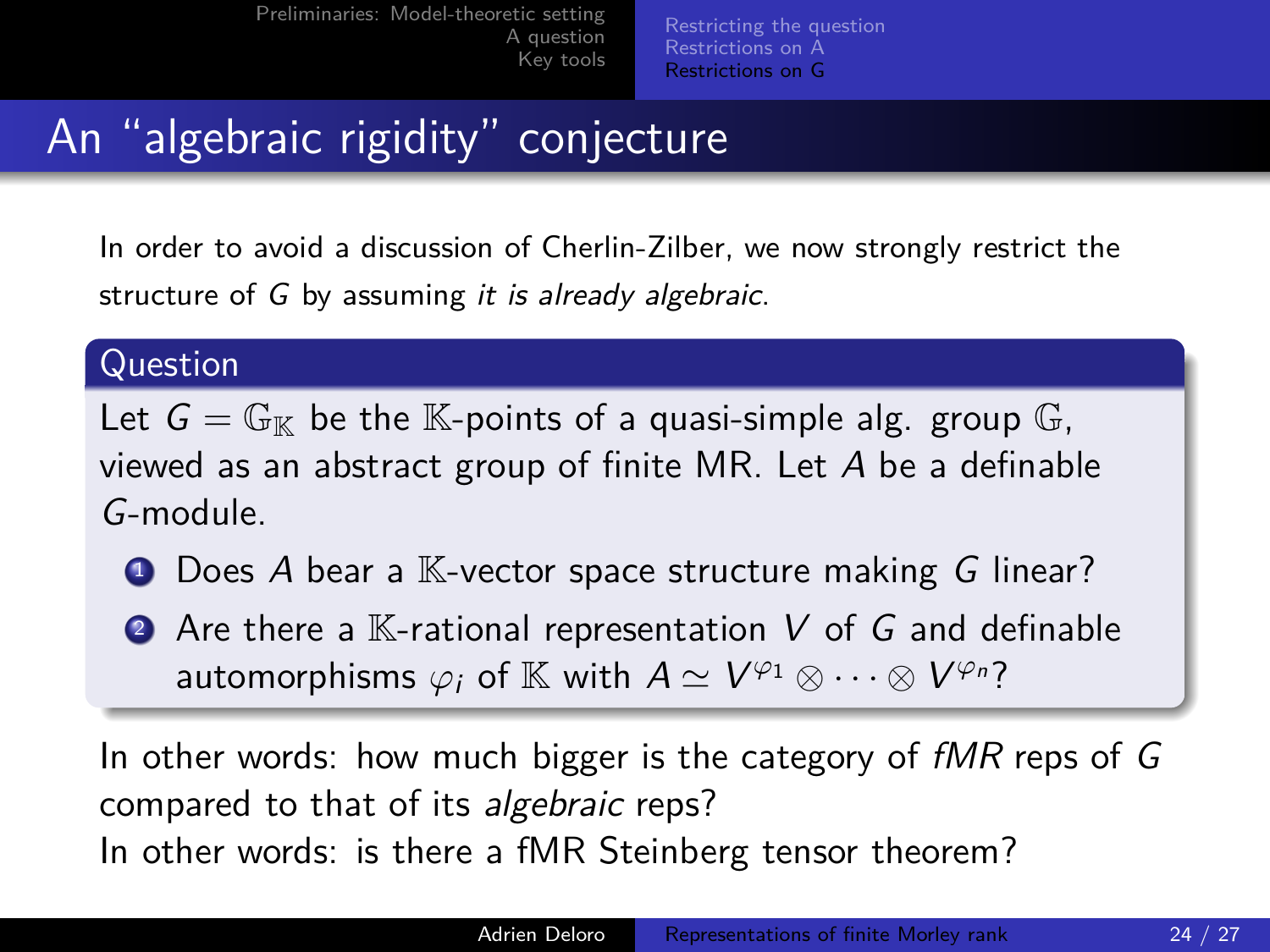# An "algebraic rigidity" conjecture

In order to avoid a discussion of Cherlin-Zilber, we now strongly restrict the structure of $G$ by assuming *it is already algebraic*.

**Question**

Let $G = \mathbb{G}_{\mathbb{K}}$ be the $\mathbb{K}$-points of a quasi-simple alg. group $\mathbb{G}$, viewed as an abstract group of finite MR. Let $A$ be a definable $G$-module.

1. Does $A$ bear a $\mathbb{K}$-vector space structure making $G$ linear?
2. Are there a $\mathbb{K}$-rational representation $V$ of $G$ and definable automorphisms $\varphi_i$ of $\mathbb{K}$ with $A \simeq V^{\varphi_1} \otimes \cdots \otimes V^{\varphi_n}$?

In other words: how much bigger is the category of *fMR* reps of $G$ compared to that of its *algebraic* reps?

In other words: is there a fMR Steinberg tensor theorem?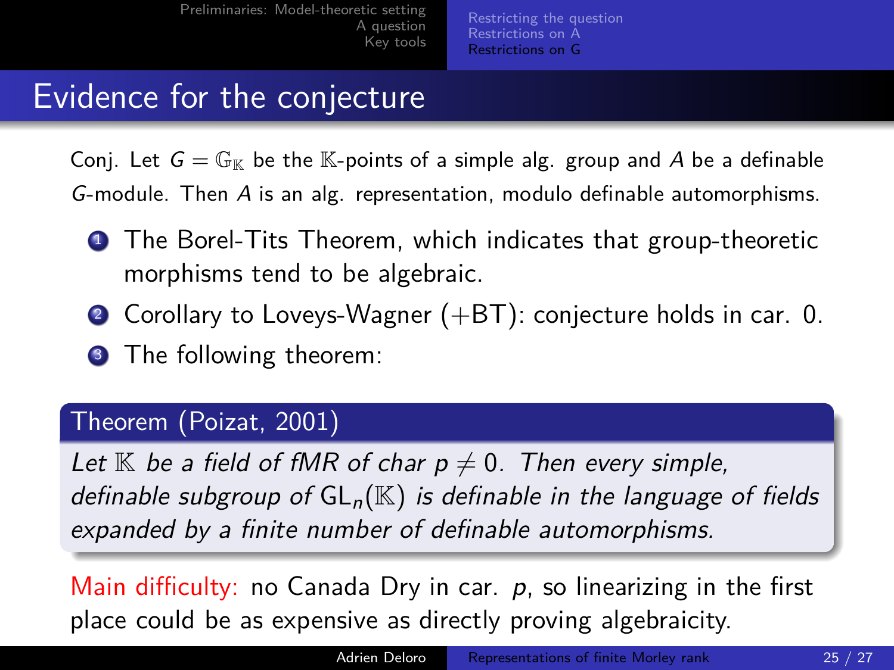# Evidence for the conjecture

Conj. Let $G = \mathbb{G}_{\mathbb{K}}$ be the $\mathbb{K}$-points of a simple alg. group and $A$ be a definable $G$-module. Then $A$ is an alg. representation, modulo definable automorphisms.

1. The Borel-Tits Theorem, which indicates that group-theoretic morphisms tend to be algebraic.
2. Corollary to Loveys-Wagner (+BT): conjecture holds in car. 0.
3. The following theorem:

**Theorem (Poizat, 2001)**

*Let $\mathbb{K}$ be a field of fMR of char $p \neq 0$. Then every simple, definable subgroup of $\mathrm{GL}_n(\mathbb{K})$ is definable in the language of fields expanded by a finite number of definable automorphisms.*

Main difficulty: no Canada Dry in car. $p$, so linearizing in the first place could be as expensive as directly proving algebraicity.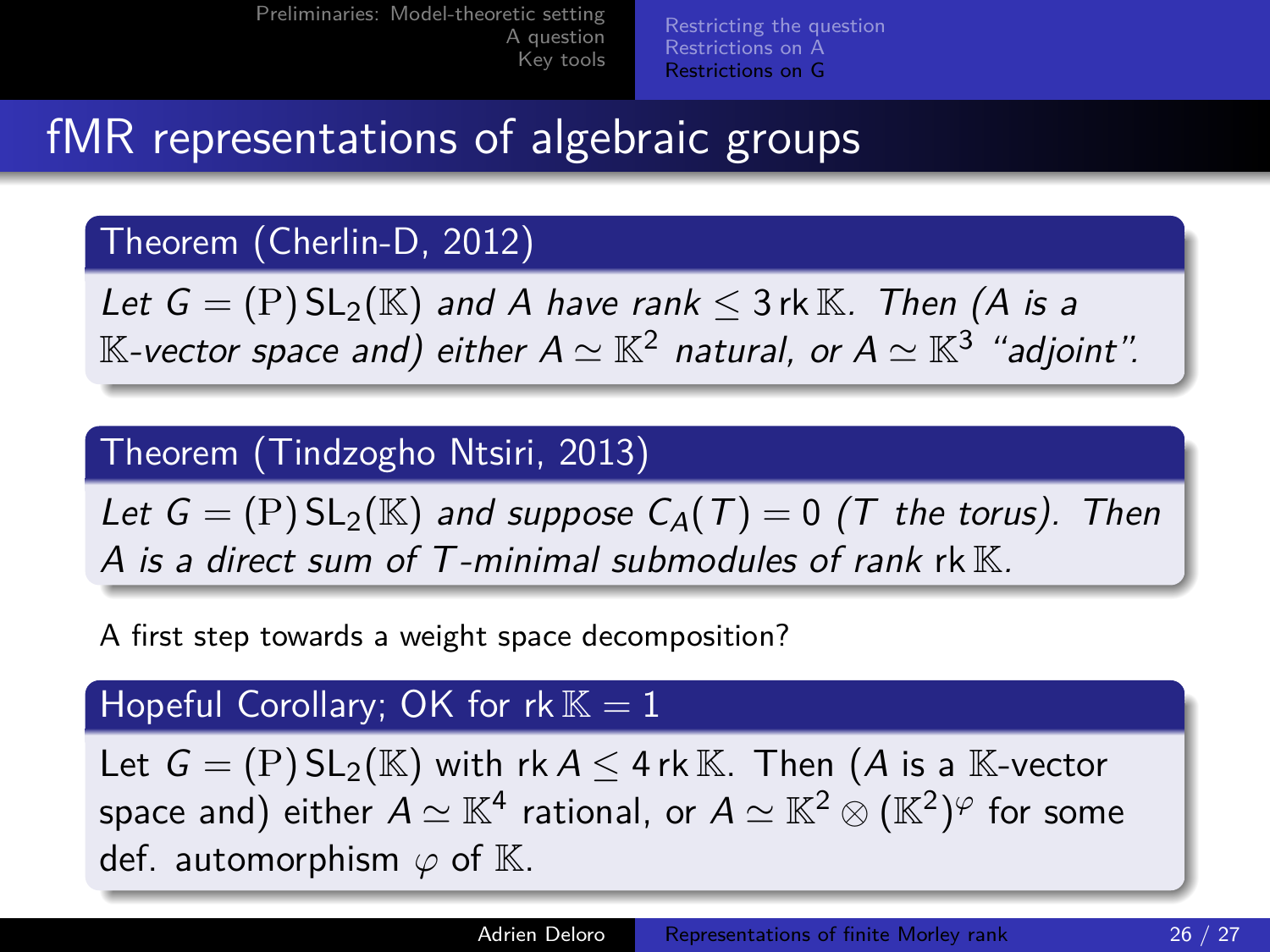## fMR representations of algebraic groups

**Theorem (Cherlin-D, 2012)**

*Let $G = (\mathrm{P})\,\mathrm{SL}_2(\mathbb{K})$ and $A$ have rank $\leq 3\,\mathrm{rk}\,\mathbb{K}$. Then ($A$ is a $\mathbb{K}$-vector space and) either $A \simeq \mathbb{K}^2$ natural, or $A \simeq \mathbb{K}^3$ "adjoint".*

**Theorem (Tindzogho Ntsiri, 2013)**

*Let $G = (\mathrm{P})\,\mathrm{SL}_2(\mathbb{K})$ and suppose $C_A(T) = 0$ ($T$ the torus). Then $A$ is a direct sum of $T$-minimal submodules of rank $\mathrm{rk}\,\mathbb{K}$.*

A first step towards a weight space decomposition?

**Hopeful Corollary; OK for $\mathrm{rk}\,\mathbb{K} = 1$**

Let $G = (\mathrm{P})\,\mathrm{SL}_2(\mathbb{K})$ with $\mathrm{rk}\,A \leq 4\,\mathrm{rk}\,\mathbb{K}$. Then ($A$ is a $\mathbb{K}$-vector space and) either $A \simeq \mathbb{K}^4$ rational, or $A \simeq \mathbb{K}^2 \otimes (\mathbb{K}^2)^\varphi$ for some def. automorphism $\varphi$ of $\mathbb{K}$.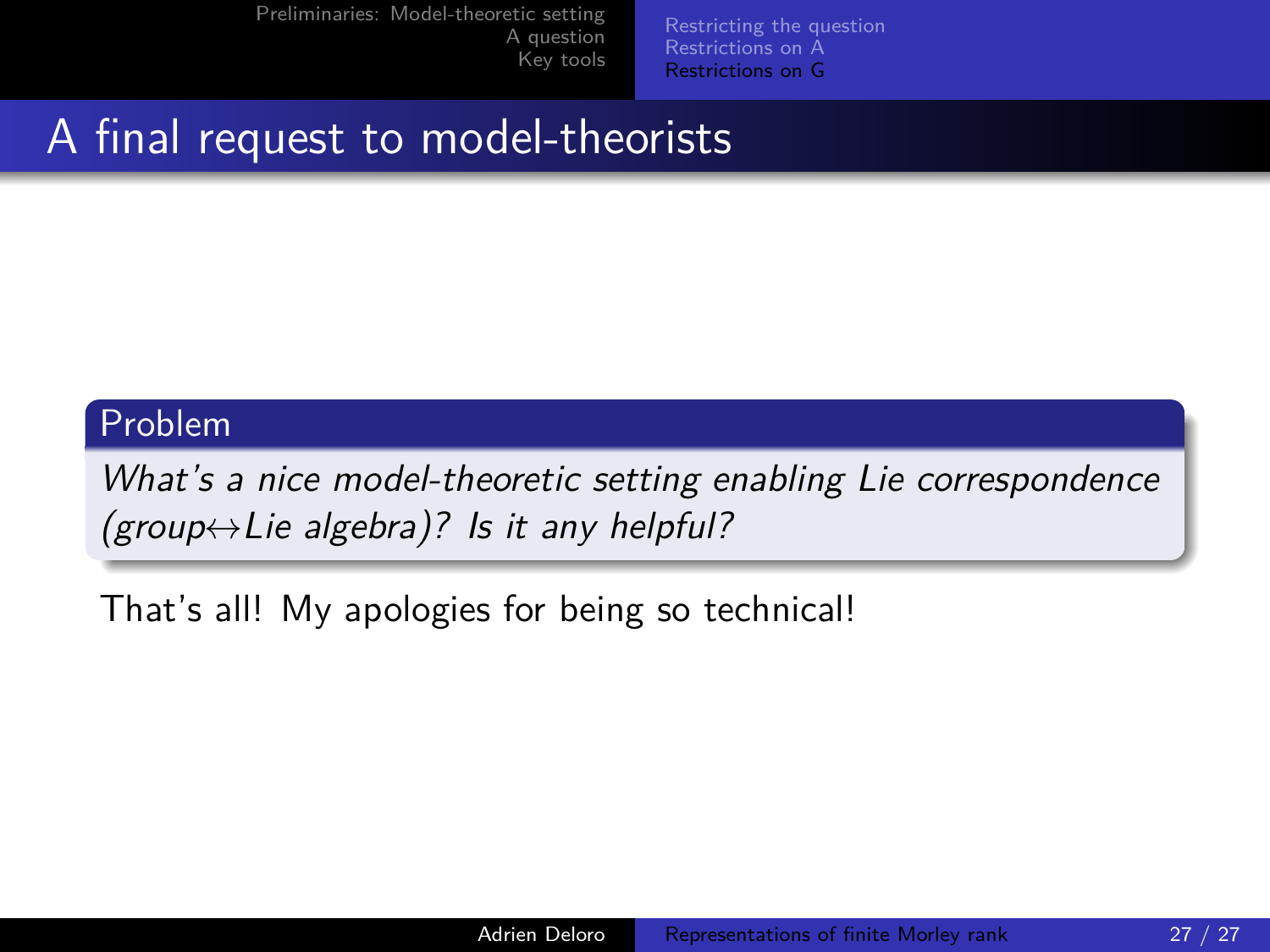# A final request to model-theorists

**Problem**

*What's a nice model-theoretic setting enabling Lie correspondence (group$\leftrightarrow$Lie algebra)? Is it any helpful?*

That's all! My apologies for being so technical!